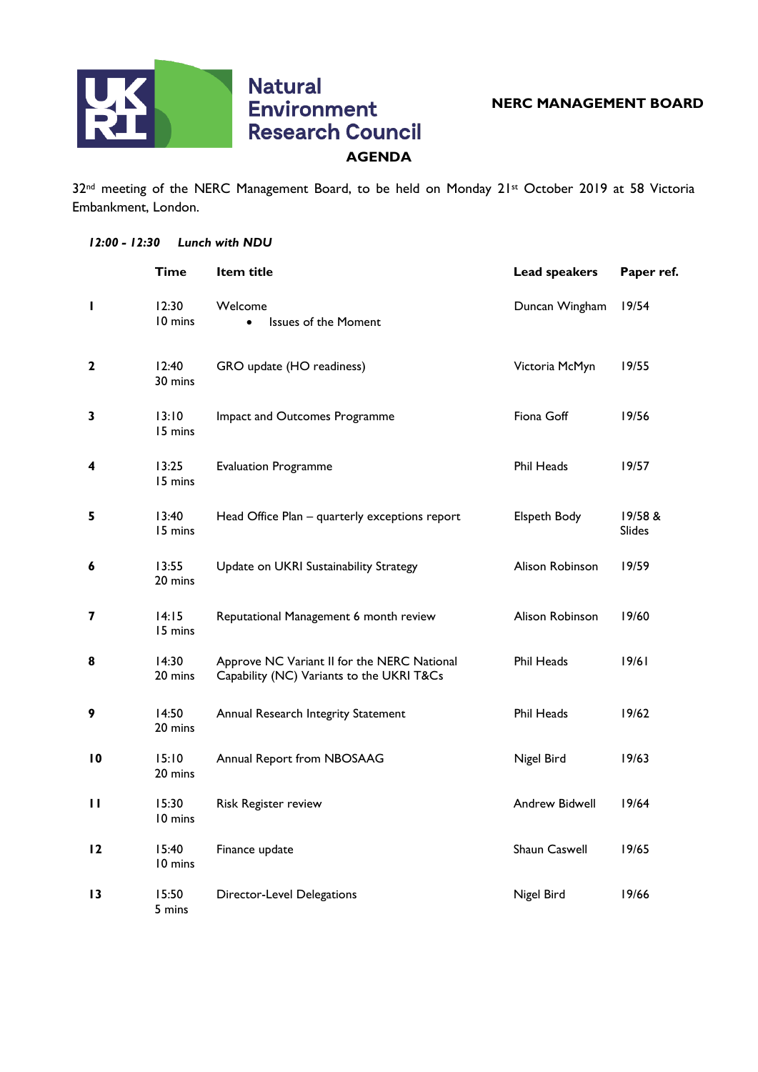Natural Environment Research Council

**NERC MANAGEMENT BOARD**

# AGENDA

32nd meeting of the NERC Management Board, to be held on Monday 21st October 2019 at 58 Victoria Embankment, London.

***12:00 - 12:30 Lunch with NDU***

| | Time | Item title | Lead speakers | Paper ref. |
|---|---|---|---|---|
| **1** | 12:30<br>10 mins | Welcome<br>• Issues of the Moment | Duncan Wingham | 19/54 |
| **2** | 12:40<br>30 mins | GRO update (HO readiness) | Victoria McMyn | 19/55 |
| **3** | 13:10<br>15 mins | Impact and Outcomes Programme | Fiona Goff | 19/56 |
| **4** | 13:25<br>15 mins | Evaluation Programme | Phil Heads | 19/57 |
| **5** | 13:40<br>15 mins | Head Office Plan – quarterly exceptions report | Elspeth Body | 19/58 & Slides |
| **6** | 13:55<br>20 mins | Update on UKRI Sustainability Strategy | Alison Robinson | 19/59 |
| **7** | 14:15<br>15 mins | Reputational Management 6 month review | Alison Robinson | 19/60 |
| **8** | 14:30<br>20 mins | Approve NC Variant II for the NERC National Capability (NC) Variants to the UKRI T&Cs | Phil Heads | 19/61 |
| **9** | 14:50<br>20 mins | Annual Research Integrity Statement | Phil Heads | 19/62 |
| **10** | 15:10<br>20 mins | Annual Report from NBOSAAG | Nigel Bird | 19/63 |
| **11** | 15:30<br>10 mins | Risk Register review | Andrew Bidwell | 19/64 |
| **12** | 15:40<br>10 mins | Finance update | Shaun Caswell | 19/65 |
| **13** | 15:50<br>5 mins | Director-Level Delegations | Nigel Bird | 19/66 |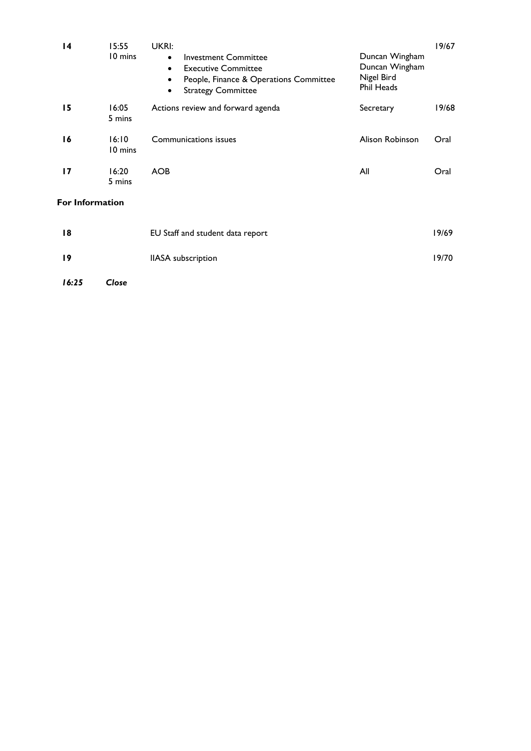| | | | | |
|---|---|---|---|---|
| **14** | 15:55<br>10 mins | UKRI:<br>• Investment Committee<br>• Executive Committee<br>• People, Finance & Operations Committee<br>• Strategy Committee | <br>Duncan Wingham<br>Duncan Wingham<br>Nigel Bird<br>Phil Heads | 19/67 |
| **15** | 16:05<br>5 mins | Actions review and forward agenda | Secretary | 19/68 |
| **16** | 16:10<br>10 mins | Communications issues | Alison Robinson | Oral |
| **17** | 16:20<br>5 mins | AOB | All | Oral |

**For Information**

| | | | | |
|---|---|---|---|---|
| **18** | | EU Staff and student data report | | 19/69 |
| **19** | | IIASA subscription | | 19/70 |

***16:25*** ***Close***